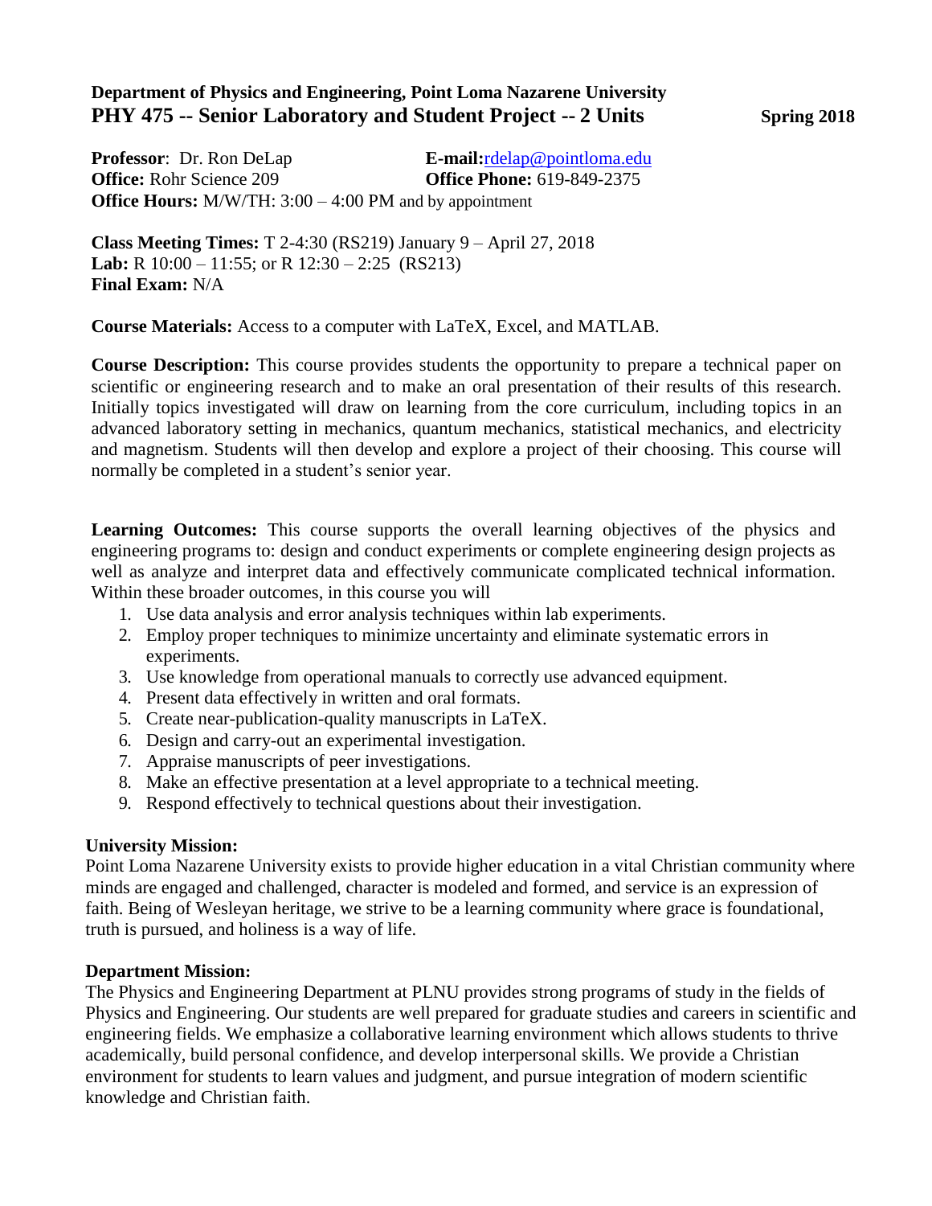**Department of Physics and Engineering, Point Loma Nazarene University**

# PHY 475 -- Senior Laboratory and Student Project -- 2 Units

**Spring 2018**

**Professor**: Dr. Ron DeLap
**E-mail:** rdelap@pointloma.edu
**Office:** Rohr Science 209
**Office Phone:** 619-849-2375
**Office Hours:** M/W/TH: 3:00 – 4:00 PM and by appointment

**Class Meeting Times:** T 2-4:30 (RS219) January 9 – April 27, 2018
**Lab:** R 10:00 – 11:55; or R 12:30 – 2:25 (RS213)
**Final Exam:** N/A

**Course Materials:** Access to a computer with LaTeX, Excel, and MATLAB.

**Course Description:** This course provides students the opportunity to prepare a technical paper on scientific or engineering research and to make an oral presentation of their results of this research. Initially topics investigated will draw on learning from the core curriculum, including topics in an advanced laboratory setting in mechanics, quantum mechanics, statistical mechanics, and electricity and magnetism. Students will then develop and explore a project of their choosing. This course will normally be completed in a student's senior year.

**Learning Outcomes:** This course supports the overall learning objectives of the physics and engineering programs to: design and conduct experiments or complete engineering design projects as well as analyze and interpret data and effectively communicate complicated technical information. Within these broader outcomes, in this course you will

1. Use data analysis and error analysis techniques within lab experiments.
2. Employ proper techniques to minimize uncertainty and eliminate systematic errors in experiments.
3. Use knowledge from operational manuals to correctly use advanced equipment.
4. Present data effectively in written and oral formats.
5. Create near-publication-quality manuscripts in LaTeX.
6. Design and carry-out an experimental investigation.
7. Appraise manuscripts of peer investigations.
8. Make an effective presentation at a level appropriate to a technical meeting.
9. Respond effectively to technical questions about their investigation.

### University Mission:

Point Loma Nazarene University exists to provide higher education in a vital Christian community where minds are engaged and challenged, character is modeled and formed, and service is an expression of faith. Being of Wesleyan heritage, we strive to be a learning community where grace is foundational, truth is pursued, and holiness is a way of life.

### Department Mission:

The Physics and Engineering Department at PLNU provides strong programs of study in the fields of Physics and Engineering. Our students are well prepared for graduate studies and careers in scientific and engineering fields. We emphasize a collaborative learning environment which allows students to thrive academically, build personal confidence, and develop interpersonal skills. We provide a Christian environment for students to learn values and judgment, and pursue integration of modern scientific knowledge and Christian faith.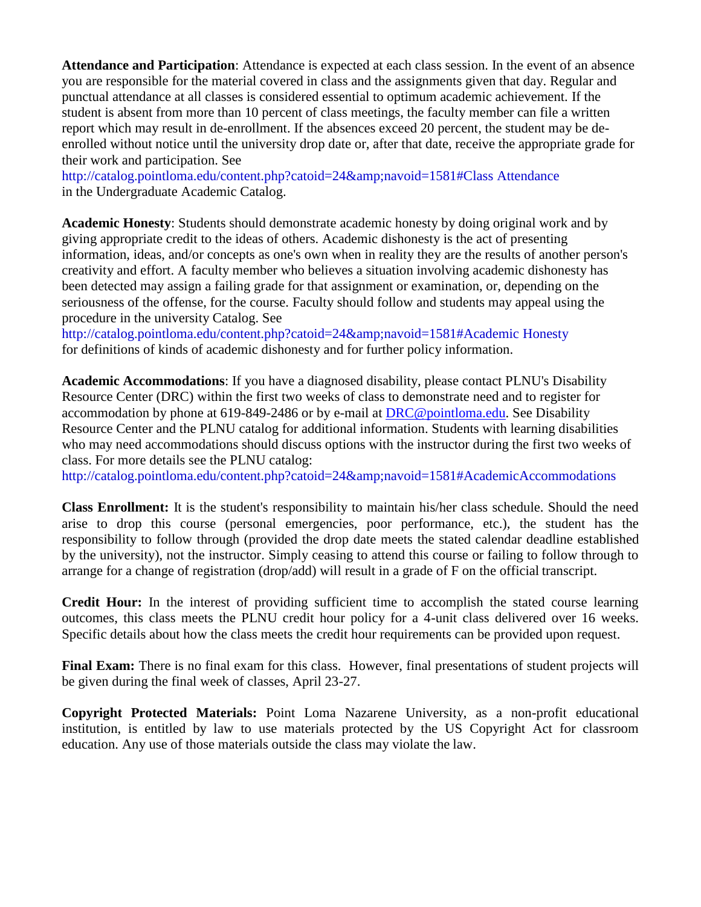**Attendance and Participation**: Attendance is expected at each class session. In the event of an absence you are responsible for the material covered in class and the assignments given that day. Regular and punctual attendance at all classes is considered essential to optimum academic achievement. If the student is absent from more than 10 percent of class meetings, the faculty member can file a written report which may result in de-enrollment. If the absences exceed 20 percent, the student may be de-enrolled without notice until the university drop date or, after that date, receive the appropriate grade for their work and participation. See
http://catalog.pointloma.edu/content.php?catoid=24&amp;navoid=1581#Class Attendance
in the Undergraduate Academic Catalog.

**Academic Honesty**: Students should demonstrate academic honesty by doing original work and by giving appropriate credit to the ideas of others. Academic dishonesty is the act of presenting information, ideas, and/or concepts as one's own when in reality they are the results of another person's creativity and effort. A faculty member who believes a situation involving academic dishonesty has been detected may assign a failing grade for that assignment or examination, or, depending on the seriousness of the offense, for the course. Faculty should follow and students may appeal using the procedure in the university Catalog. See
http://catalog.pointloma.edu/content.php?catoid=24&amp;navoid=1581#Academic Honesty
for definitions of kinds of academic dishonesty and for further policy information.

**Academic Accommodations**: If you have a diagnosed disability, please contact PLNU's Disability Resource Center (DRC) within the first two weeks of class to demonstrate need and to register for accommodation by phone at 619-849-2486 or by e-mail at DRC@pointloma.edu. See Disability Resource Center and the PLNU catalog for additional information. Students with learning disabilities who may need accommodations should discuss options with the instructor during the first two weeks of class. For more details see the PLNU catalog:
http://catalog.pointloma.edu/content.php?catoid=24&amp;navoid=1581#AcademicAccommodations

**Class Enrollment:** It is the student's responsibility to maintain his/her class schedule. Should the need arise to drop this course (personal emergencies, poor performance, etc.), the student has the responsibility to follow through (provided the drop date meets the stated calendar deadline established by the university), not the instructor. Simply ceasing to attend this course or failing to follow through to arrange for a change of registration (drop/add) will result in a grade of F on the official transcript.

**Credit Hour:** In the interest of providing sufficient time to accomplish the stated course learning outcomes, this class meets the PLNU credit hour policy for a 4-unit class delivered over 16 weeks. Specific details about how the class meets the credit hour requirements can be provided upon request.

**Final Exam:** There is no final exam for this class. However, final presentations of student projects will be given during the final week of classes, April 23-27.

**Copyright Protected Materials:** Point Loma Nazarene University, as a non-profit educational institution, is entitled by law to use materials protected by the US Copyright Act for classroom education. Any use of those materials outside the class may violate the law.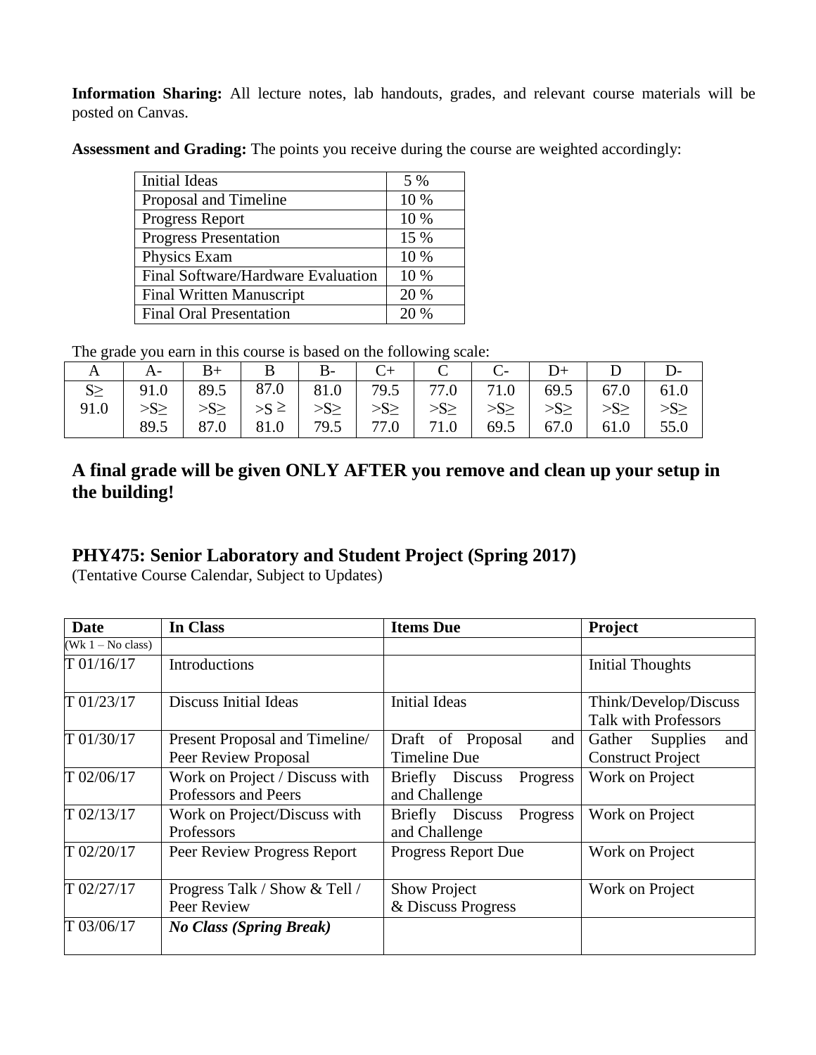**Information Sharing:** All lecture notes, lab handouts, grades, and relevant course materials will be posted on Canvas.

**Assessment and Grading:** The points you receive during the course are weighted accordingly:

| Initial Ideas | 5 % |
|---|---|
| Proposal and Timeline | 10 % |
| Progress Report | 10 % |
| Progress Presentation | 15 % |
| Physics Exam | 10 % |
| Final Software/Hardware Evaluation | 10 % |
| Final Written Manuscript | 20 % |
| Final Oral Presentation | 20 % |

The grade you earn in this course is based on the following scale:

| A | A- | B+ | B | B- | C+ | C | C- | D+ | D | D- |
|---|---|---|---|---|---|---|---|---|---|---|
| S≥ 91.0 | 91.0 >S≥ 89.5 | 89.5 >S≥ 87.0 | 87.0 >S ≥ 81.0 | 81.0 >S≥ 79.5 | 79.5 >S≥ 77.0 | 77.0 >S≥ 71.0 | 71.0 >S≥ 69.5 | 69.5 >S≥ 67.0 | 67.0 >S≥ 61.0 | 61.0 >S≥ 55.0 |

## A final grade will be given ONLY AFTER you remove and clean up your setup in the building!

## PHY475: Senior Laboratory and Student Project (Spring 2017)

(Tentative Course Calendar, Subject to Updates)

| Date | In Class | Items Due | Project |
|---|---|---|---|
| (Wk 1 – No class) | | | |
| T 01/16/17 | Introductions | | Initial Thoughts |
| T 01/23/17 | Discuss Initial Ideas | Initial Ideas | Think/Develop/Discuss Talk with Professors |
| T 01/30/17 | Present Proposal and Timeline/ Peer Review Proposal | Draft of Proposal and Timeline Due | Gather Supplies and Construct Project |
| T 02/06/17 | Work on Project / Discuss with Professors and Peers | Briefly Discuss Progress and Challenge | Work on Project |
| T 02/13/17 | Work on Project/Discuss with Professors | Briefly Discuss Progress and Challenge | Work on Project |
| T 02/20/17 | Peer Review Progress Report | Progress Report Due | Work on Project |
| T 02/27/17 | Progress Talk / Show & Tell / Peer Review | Show Project & Discuss Progress | Work on Project |
| T 03/06/17 | ***No Class (Spring Break)*** | | |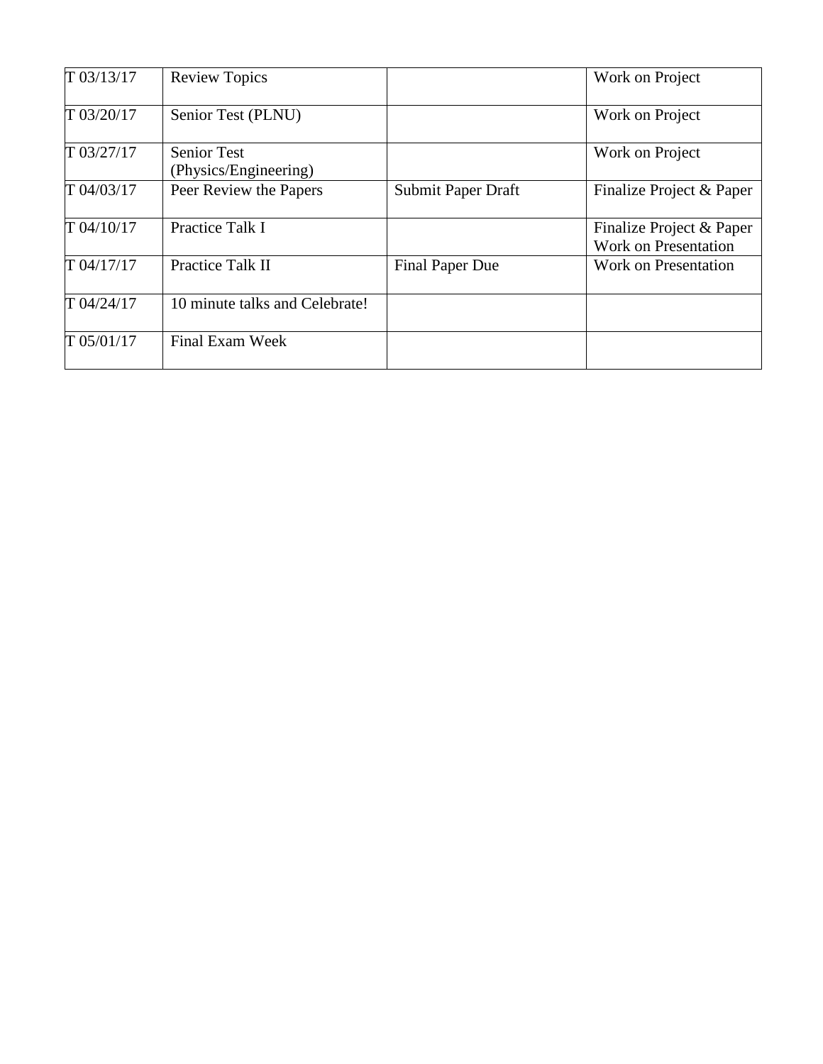| T 03/13/17 | Review Topics | | Work on Project |
|---|---|---|---|
| T 03/20/17 | Senior Test (PLNU) | | Work on Project |
| T 03/27/17 | Senior Test (Physics/Engineering) | | Work on Project |
| T 04/03/17 | Peer Review the Papers | Submit Paper Draft | Finalize Project & Paper |
| T 04/10/17 | Practice Talk I | | Finalize Project & Paper Work on Presentation |
| T 04/17/17 | Practice Talk II | Final Paper Due | Work on Presentation |
| T 04/24/17 | 10 minute talks and Celebrate! | | |
| T 05/01/17 | Final Exam Week | | |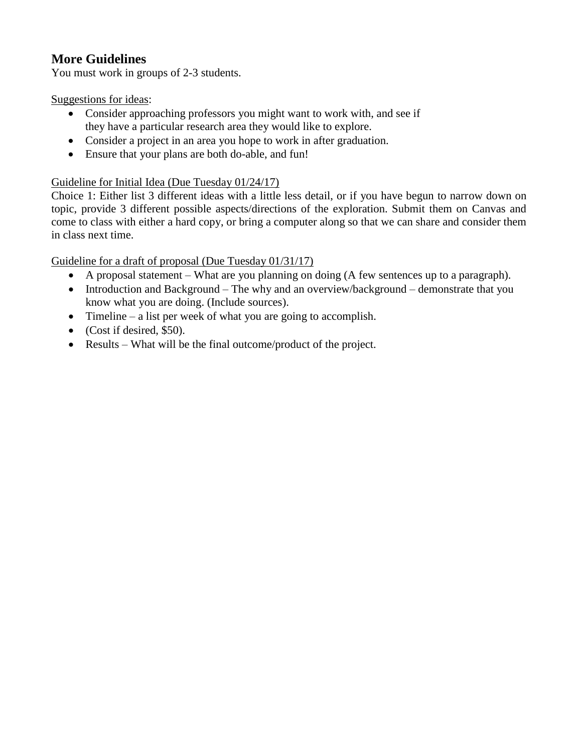## More Guidelines

You must work in groups of 2-3 students.

Suggestions for ideas:

- Consider approaching professors you might want to work with, and see if they have a particular research area they would like to explore.
- Consider a project in an area you hope to work in after graduation.
- Ensure that your plans are both do-able, and fun!

Guideline for Initial Idea (Due Tuesday 01/24/17)

Choice 1: Either list 3 different ideas with a little less detail, or if you have begun to narrow down on topic, provide 3 different possible aspects/directions of the exploration. Submit them on Canvas and come to class with either a hard copy, or bring a computer along so that we can share and consider them in class next time.

Guideline for a draft of proposal (Due Tuesday 01/31/17)

- A proposal statement – What are you planning on doing (A few sentences up to a paragraph).
- Introduction and Background – The why and an overview/background – demonstrate that you know what you are doing. (Include sources).
- Timeline – a list per week of what you are going to accomplish.
- (Cost if desired, $50).
- Results – What will be the final outcome/product of the project.